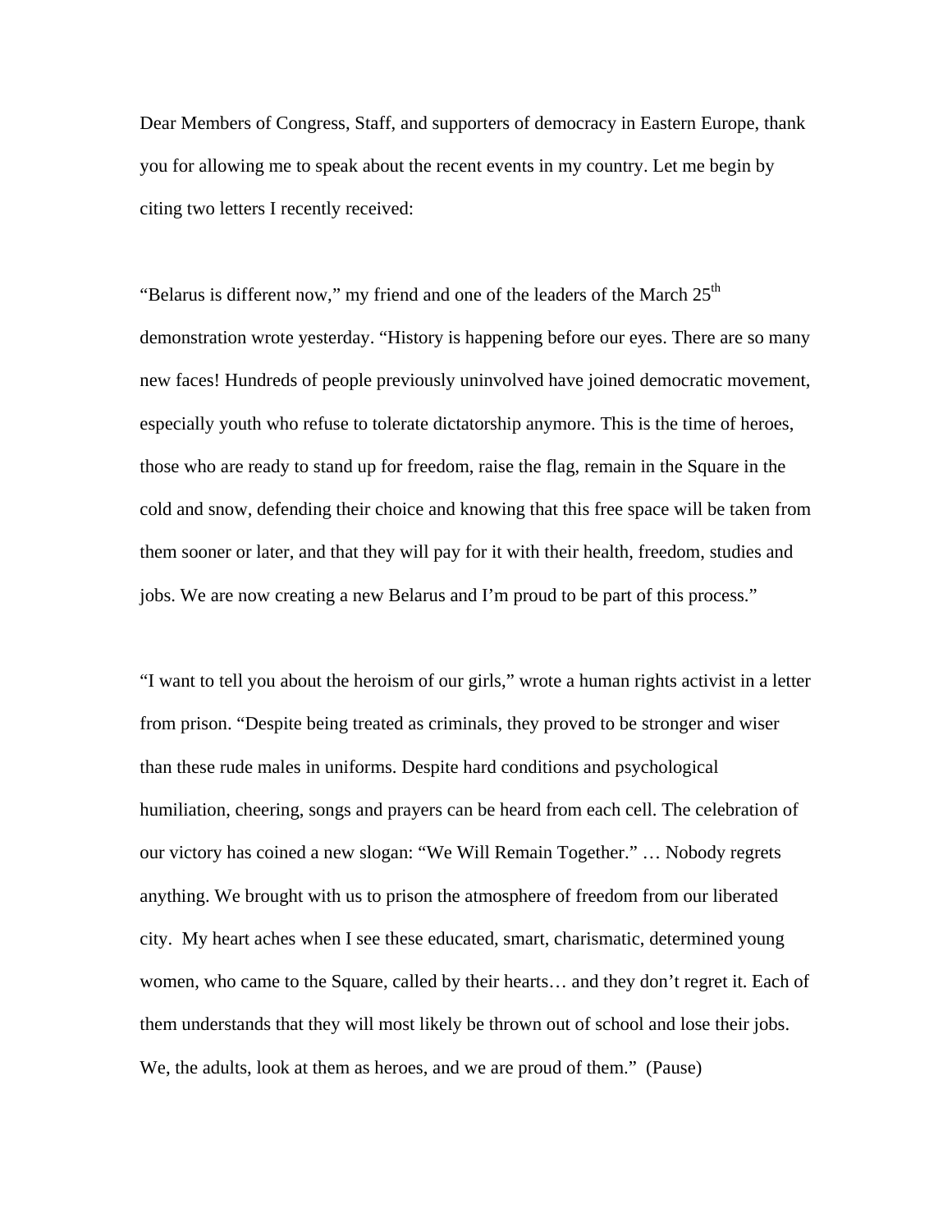Dear Members of Congress, Staff, and supporters of democracy in Eastern Europe, thank you for allowing me to speak about the recent events in my country. Let me begin by citing two letters I recently received:

"Belarus is different now," my friend and one of the leaders of the March 25th demonstration wrote yesterday. "History is happening before our eyes. There are so many new faces! Hundreds of people previously uninvolved have joined democratic movement, especially youth who refuse to tolerate dictatorship anymore. This is the time of heroes, those who are ready to stand up for freedom, raise the flag, remain in the Square in the cold and snow, defending their choice and knowing that this free space will be taken from them sooner or later, and that they will pay for it with their health, freedom, studies and jobs. We are now creating a new Belarus and I'm proud to be part of this process."

"I want to tell you about the heroism of our girls," wrote a human rights activist in a letter from prison. "Despite being treated as criminals, they proved to be stronger and wiser than these rude males in uniforms. Despite hard conditions and psychological humiliation, cheering, songs and prayers can be heard from each cell. The celebration of our victory has coined a new slogan: "We Will Remain Together." … Nobody regrets anything. We brought with us to prison the atmosphere of freedom from our liberated city. My heart aches when I see these educated, smart, charismatic, determined young women, who came to the Square, called by their hearts… and they don't regret it. Each of them understands that they will most likely be thrown out of school and lose their jobs. We, the adults, look at them as heroes, and we are proud of them." (Pause)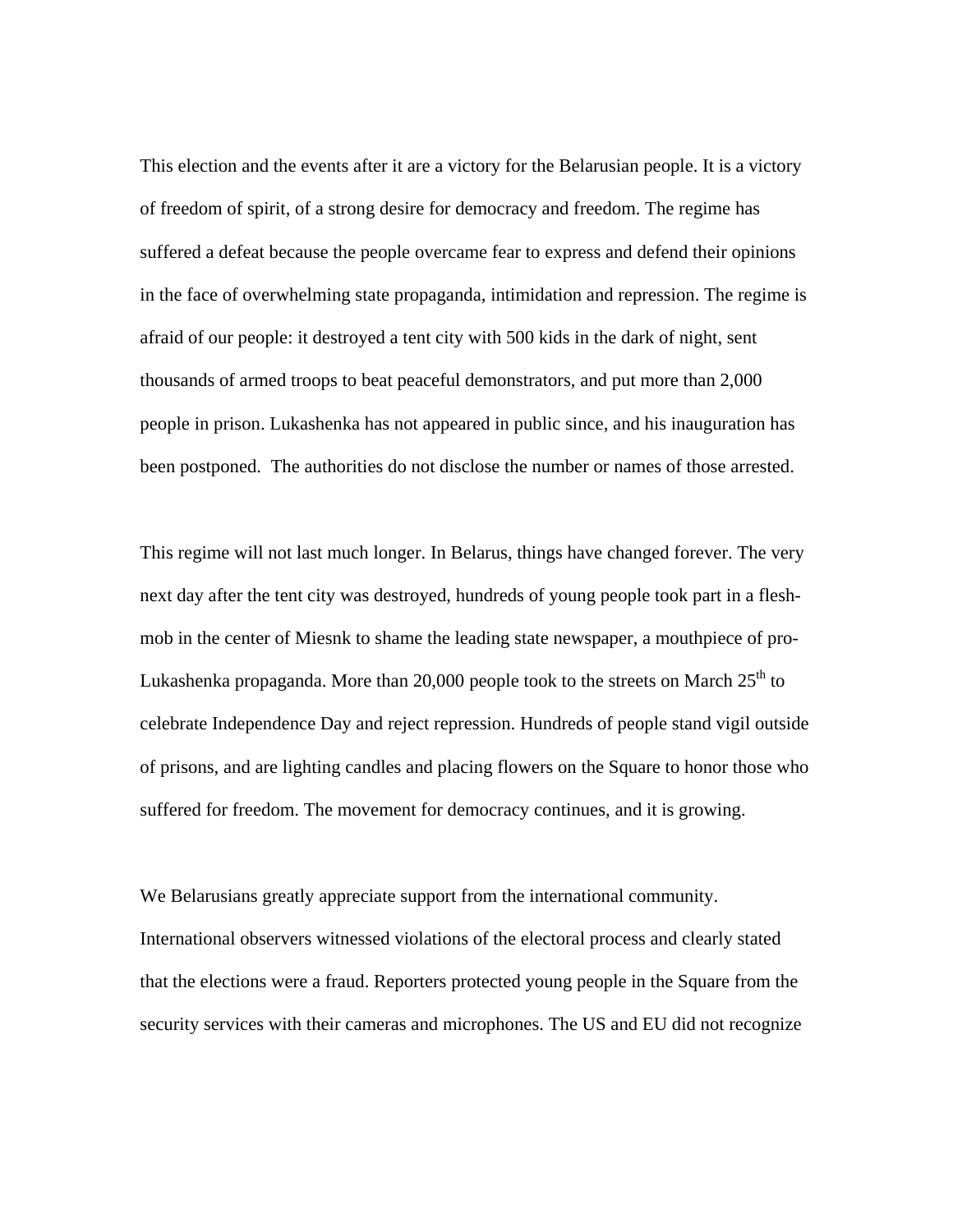This election and the events after it are a victory for the Belarusian people. It is a victory of freedom of spirit, of a strong desire for democracy and freedom. The regime has suffered a defeat because the people overcame fear to express and defend their opinions in the face of overwhelming state propaganda, intimidation and repression. The regime is afraid of our people: it destroyed a tent city with 500 kids in the dark of night, sent thousands of armed troops to beat peaceful demonstrators, and put more than 2,000 people in prison. Lukashenka has not appeared in public since, and his inauguration has been postponed. The authorities do not disclose the number or names of those arrested.

This regime will not last much longer. In Belarus, things have changed forever. The very next day after the tent city was destroyed, hundreds of young people took part in a flesh-mob in the center of Miesnk to shame the leading state newspaper, a mouthpiece of pro-Lukashenka propaganda. More than 20,000 people took to the streets on March 25th to celebrate Independence Day and reject repression. Hundreds of people stand vigil outside of prisons, and are lighting candles and placing flowers on the Square to honor those who suffered for freedom. The movement for democracy continues, and it is growing.

We Belarusians greatly appreciate support from the international community. International observers witnessed violations of the electoral process and clearly stated that the elections were a fraud. Reporters protected young people in the Square from the security services with their cameras and microphones. The US and EU did not recognize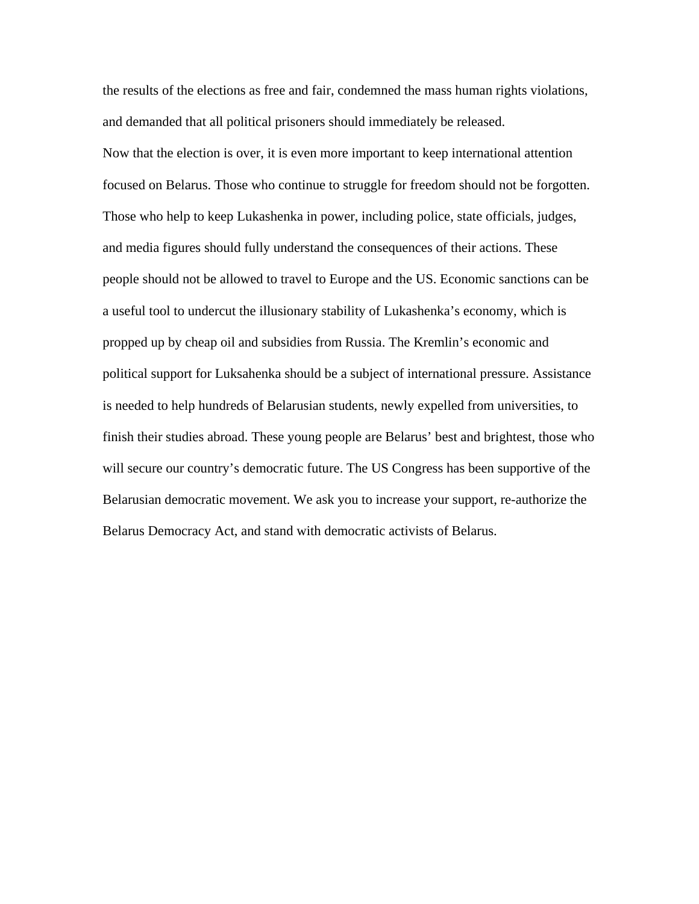the results of the elections as free and fair, condemned the mass human rights violations, and demanded that all political prisoners should immediately be released.

Now that the election is over, it is even more important to keep international attention focused on Belarus. Those who continue to struggle for freedom should not be forgotten. Those who help to keep Lukashenka in power, including police, state officials, judges, and media figures should fully understand the consequences of their actions. These people should not be allowed to travel to Europe and the US. Economic sanctions can be a useful tool to undercut the illusionary stability of Lukashenka's economy, which is propped up by cheap oil and subsidies from Russia. The Kremlin's economic and political support for Luksahenka should be a subject of international pressure. Assistance is needed to help hundreds of Belarusian students, newly expelled from universities, to finish their studies abroad. These young people are Belarus' best and brightest, those who will secure our country's democratic future. The US Congress has been supportive of the Belarusian democratic movement. We ask you to increase your support, re-authorize the Belarus Democracy Act, and stand with democratic activists of Belarus.